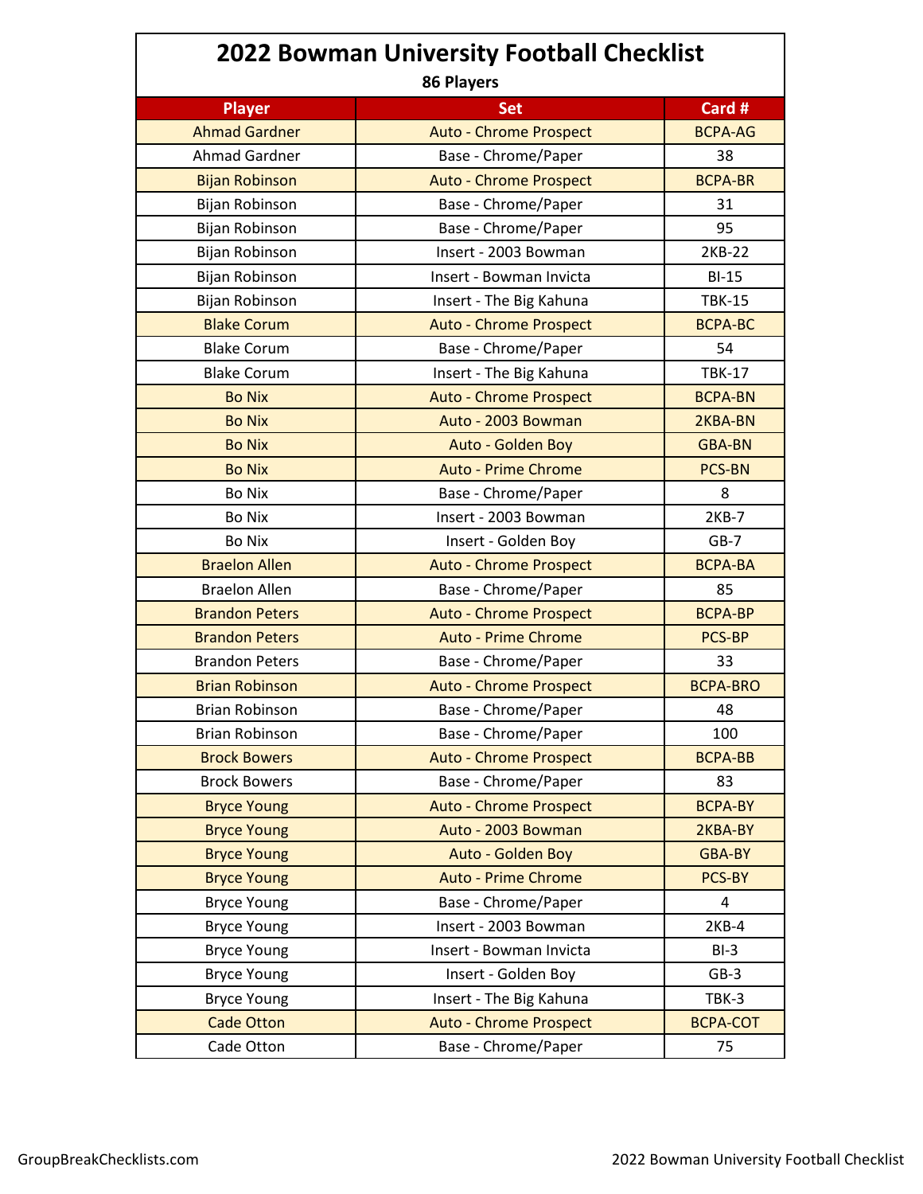# 2022 Bowman University Football Checklist

**86 Players**

| Player | Set | Card # |
|---|---|---|
| Ahmad Gardner | Auto - Chrome Prospect | BCPA-AG |
| Ahmad Gardner | Base - Chrome/Paper | 38 |
| Bijan Robinson | Auto - Chrome Prospect | BCPA-BR |
| Bijan Robinson | Base - Chrome/Paper | 31 |
| Bijan Robinson | Base - Chrome/Paper | 95 |
| Bijan Robinson | Insert - 2003 Bowman | 2KB-22 |
| Bijan Robinson | Insert - Bowman Invicta | BI-15 |
| Bijan Robinson | Insert - The Big Kahuna | TBK-15 |
| Blake Corum | Auto - Chrome Prospect | BCPA-BC |
| Blake Corum | Base - Chrome/Paper | 54 |
| Blake Corum | Insert - The Big Kahuna | TBK-17 |
| Bo Nix | Auto - Chrome Prospect | BCPA-BN |
| Bo Nix | Auto - 2003 Bowman | 2KBA-BN |
| Bo Nix | Auto - Golden Boy | GBA-BN |
| Bo Nix | Auto - Prime Chrome | PCS-BN |
| Bo Nix | Base - Chrome/Paper | 8 |
| Bo Nix | Insert - 2003 Bowman | 2KB-7 |
| Bo Nix | Insert - Golden Boy | GB-7 |
| Braelon Allen | Auto - Chrome Prospect | BCPA-BA |
| Braelon Allen | Base - Chrome/Paper | 85 |
| Brandon Peters | Auto - Chrome Prospect | BCPA-BP |
| Brandon Peters | Auto - Prime Chrome | PCS-BP |
| Brandon Peters | Base - Chrome/Paper | 33 |
| Brian Robinson | Auto - Chrome Prospect | BCPA-BRO |
| Brian Robinson | Base - Chrome/Paper | 48 |
| Brian Robinson | Base - Chrome/Paper | 100 |
| Brock Bowers | Auto - Chrome Prospect | BCPA-BB |
| Brock Bowers | Base - Chrome/Paper | 83 |
| Bryce Young | Auto - Chrome Prospect | BCPA-BY |
| Bryce Young | Auto - 2003 Bowman | 2KBA-BY |
| Bryce Young | Auto - Golden Boy | GBA-BY |
| Bryce Young | Auto - Prime Chrome | PCS-BY |
| Bryce Young | Base - Chrome/Paper | 4 |
| Bryce Young | Insert - 2003 Bowman | 2KB-4 |
| Bryce Young | Insert - Bowman Invicta | BI-3 |
| Bryce Young | Insert - Golden Boy | GB-3 |
| Bryce Young | Insert - The Big Kahuna | TBK-3 |
| Cade Otton | Auto - Chrome Prospect | BCPA-COT |
| Cade Otton | Base - Chrome/Paper | 75 |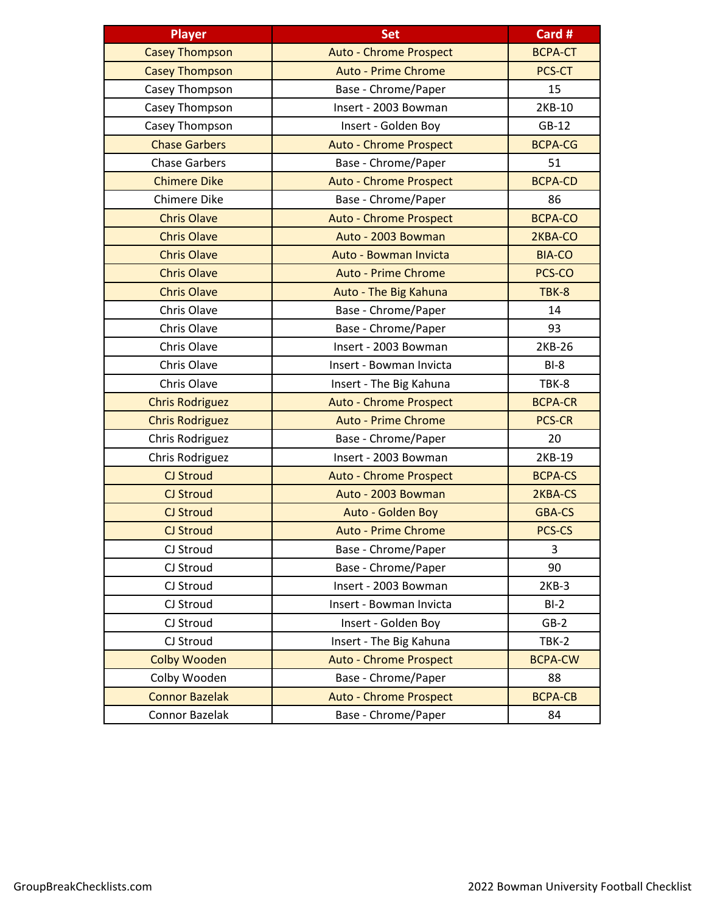| Player | Set | Card # |
| --- | --- | --- |
| Casey Thompson | Auto - Chrome Prospect | BCPA-CT |
| Casey Thompson | Auto - Prime Chrome | PCS-CT |
| Casey Thompson | Base - Chrome/Paper | 15 |
| Casey Thompson | Insert - 2003 Bowman | 2KB-10 |
| Casey Thompson | Insert - Golden Boy | GB-12 |
| Chase Garbers | Auto - Chrome Prospect | BCPA-CG |
| Chase Garbers | Base - Chrome/Paper | 51 |
| Chimere Dike | Auto - Chrome Prospect | BCPA-CD |
| Chimere Dike | Base - Chrome/Paper | 86 |
| Chris Olave | Auto - Chrome Prospect | BCPA-CO |
| Chris Olave | Auto - 2003 Bowman | 2KBA-CO |
| Chris Olave | Auto - Bowman Invicta | BIA-CO |
| Chris Olave | Auto - Prime Chrome | PCS-CO |
| Chris Olave | Auto - The Big Kahuna | TBK-8 |
| Chris Olave | Base - Chrome/Paper | 14 |
| Chris Olave | Base - Chrome/Paper | 93 |
| Chris Olave | Insert - 2003 Bowman | 2KB-26 |
| Chris Olave | Insert - Bowman Invicta | BI-8 |
| Chris Olave | Insert - The Big Kahuna | TBK-8 |
| Chris Rodriguez | Auto - Chrome Prospect | BCPA-CR |
| Chris Rodriguez | Auto - Prime Chrome | PCS-CR |
| Chris Rodriguez | Base - Chrome/Paper | 20 |
| Chris Rodriguez | Insert - 2003 Bowman | 2KB-19 |
| CJ Stroud | Auto - Chrome Prospect | BCPA-CS |
| CJ Stroud | Auto - 2003 Bowman | 2KBA-CS |
| CJ Stroud | Auto - Golden Boy | GBA-CS |
| CJ Stroud | Auto - Prime Chrome | PCS-CS |
| CJ Stroud | Base - Chrome/Paper | 3 |
| CJ Stroud | Base - Chrome/Paper | 90 |
| CJ Stroud | Insert - 2003 Bowman | 2KB-3 |
| CJ Stroud | Insert - Bowman Invicta | BI-2 |
| CJ Stroud | Insert - Golden Boy | GB-2 |
| CJ Stroud | Insert - The Big Kahuna | TBK-2 |
| Colby Wooden | Auto - Chrome Prospect | BCPA-CW |
| Colby Wooden | Base - Chrome/Paper | 88 |
| Connor Bazelak | Auto - Chrome Prospect | BCPA-CB |
| Connor Bazelak | Base - Chrome/Paper | 84 |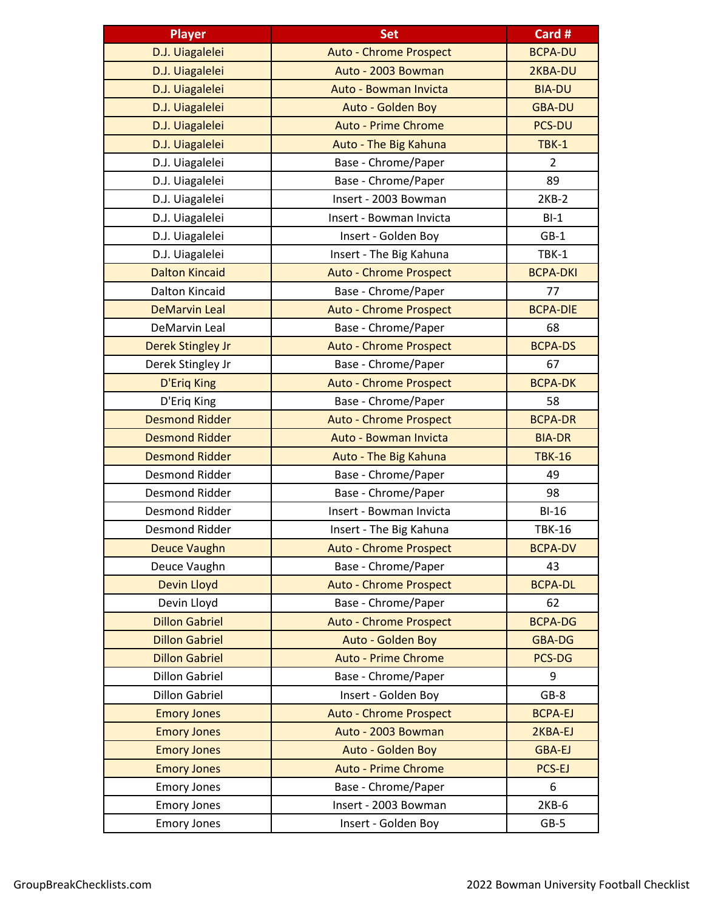| Player | Set | Card # |
|---|---|---|
| D.J. Uiagalelei | Auto - Chrome Prospect | BCPA-DU |
| D.J. Uiagalelei | Auto - 2003 Bowman | 2KBA-DU |
| D.J. Uiagalelei | Auto - Bowman Invicta | BIA-DU |
| D.J. Uiagalelei | Auto - Golden Boy | GBA-DU |
| D.J. Uiagalelei | Auto - Prime Chrome | PCS-DU |
| D.J. Uiagalelei | Auto - The Big Kahuna | TBK-1 |
| D.J. Uiagalelei | Base - Chrome/Paper | 2 |
| D.J. Uiagalelei | Base - Chrome/Paper | 89 |
| D.J. Uiagalelei | Insert - 2003 Bowman | 2KB-2 |
| D.J. Uiagalelei | Insert - Bowman Invicta | BI-1 |
| D.J. Uiagalelei | Insert - Golden Boy | GB-1 |
| D.J. Uiagalelei | Insert - The Big Kahuna | TBK-1 |
| Dalton Kincaid | Auto - Chrome Prospect | BCPA-DKI |
| Dalton Kincaid | Base - Chrome/Paper | 77 |
| DeMarvin Leal | Auto - Chrome Prospect | BCPA-DlE |
| DeMarvin Leal | Base - Chrome/Paper | 68 |
| Derek Stingley Jr | Auto - Chrome Prospect | BCPA-DS |
| Derek Stingley Jr | Base - Chrome/Paper | 67 |
| D'Eriq King | Auto - Chrome Prospect | BCPA-DK |
| D'Eriq King | Base - Chrome/Paper | 58 |
| Desmond Ridder | Auto - Chrome Prospect | BCPA-DR |
| Desmond Ridder | Auto - Bowman Invicta | BIA-DR |
| Desmond Ridder | Auto - The Big Kahuna | TBK-16 |
| Desmond Ridder | Base - Chrome/Paper | 49 |
| Desmond Ridder | Base - Chrome/Paper | 98 |
| Desmond Ridder | Insert - Bowman Invicta | BI-16 |
| Desmond Ridder | Insert - The Big Kahuna | TBK-16 |
| Deuce Vaughn | Auto - Chrome Prospect | BCPA-DV |
| Deuce Vaughn | Base - Chrome/Paper | 43 |
| Devin Lloyd | Auto - Chrome Prospect | BCPA-DL |
| Devin Lloyd | Base - Chrome/Paper | 62 |
| Dillon Gabriel | Auto - Chrome Prospect | BCPA-DG |
| Dillon Gabriel | Auto - Golden Boy | GBA-DG |
| Dillon Gabriel | Auto - Prime Chrome | PCS-DG |
| Dillon Gabriel | Base - Chrome/Paper | 9 |
| Dillon Gabriel | Insert - Golden Boy | GB-8 |
| Emory Jones | Auto - Chrome Prospect | BCPA-EJ |
| Emory Jones | Auto - 2003 Bowman | 2KBA-EJ |
| Emory Jones | Auto - Golden Boy | GBA-EJ |
| Emory Jones | Auto - Prime Chrome | PCS-EJ |
| Emory Jones | Base - Chrome/Paper | 6 |
| Emory Jones | Insert - 2003 Bowman | 2KB-6 |
| Emory Jones | Insert - Golden Boy | GB-5 |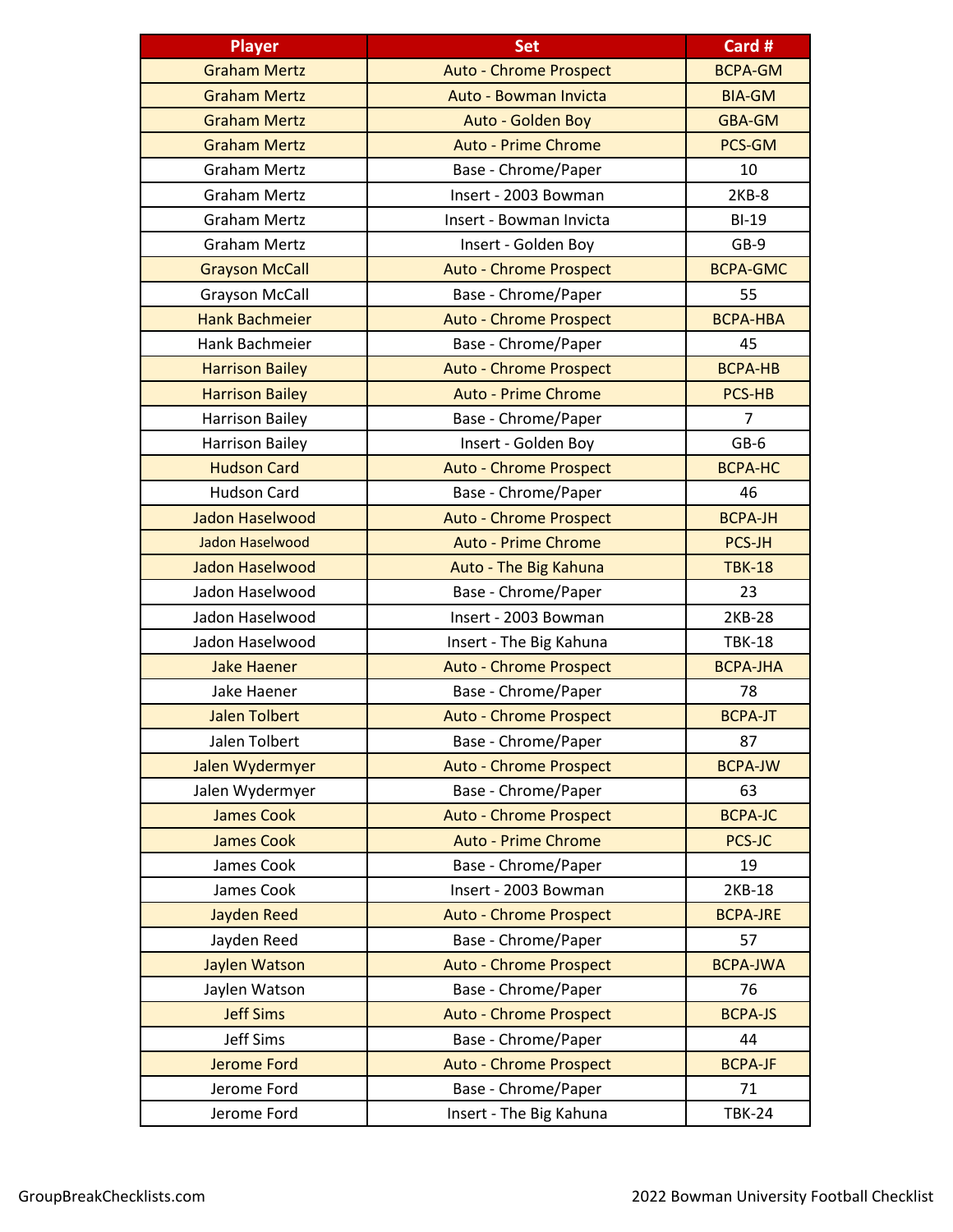| Player | Set | Card # |
| --- | --- | --- |
| Graham Mertz | Auto - Chrome Prospect | BCPA-GM |
| Graham Mertz | Auto - Bowman Invicta | BIA-GM |
| Graham Mertz | Auto - Golden Boy | GBA-GM |
| Graham Mertz | Auto - Prime Chrome | PCS-GM |
| Graham Mertz | Base - Chrome/Paper | 10 |
| Graham Mertz | Insert - 2003 Bowman | 2KB-8 |
| Graham Mertz | Insert - Bowman Invicta | BI-19 |
| Graham Mertz | Insert - Golden Boy | GB-9 |
| Grayson McCall | Auto - Chrome Prospect | BCPA-GMC |
| Grayson McCall | Base - Chrome/Paper | 55 |
| Hank Bachmeier | Auto - Chrome Prospect | BCPA-HBA |
| Hank Bachmeier | Base - Chrome/Paper | 45 |
| Harrison Bailey | Auto - Chrome Prospect | BCPA-HB |
| Harrison Bailey | Auto - Prime Chrome | PCS-HB |
| Harrison Bailey | Base - Chrome/Paper | 7 |
| Harrison Bailey | Insert - Golden Boy | GB-6 |
| Hudson Card | Auto - Chrome Prospect | BCPA-HC |
| Hudson Card | Base - Chrome/Paper | 46 |
| Jadon Haselwood | Auto - Chrome Prospect | BCPA-JH |
| Jadon Haselwood | Auto - Prime Chrome | PCS-JH |
| Jadon Haselwood | Auto - The Big Kahuna | TBK-18 |
| Jadon Haselwood | Base - Chrome/Paper | 23 |
| Jadon Haselwood | Insert - 2003 Bowman | 2KB-28 |
| Jadon Haselwood | Insert - The Big Kahuna | TBK-18 |
| Jake Haener | Auto - Chrome Prospect | BCPA-JHA |
| Jake Haener | Base - Chrome/Paper | 78 |
| Jalen Tolbert | Auto - Chrome Prospect | BCPA-JT |
| Jalen Tolbert | Base - Chrome/Paper | 87 |
| Jalen Wydermyer | Auto - Chrome Prospect | BCPA-JW |
| Jalen Wydermyer | Base - Chrome/Paper | 63 |
| James Cook | Auto - Chrome Prospect | BCPA-JC |
| James Cook | Auto - Prime Chrome | PCS-JC |
| James Cook | Base - Chrome/Paper | 19 |
| James Cook | Insert - 2003 Bowman | 2KB-18 |
| Jayden Reed | Auto - Chrome Prospect | BCPA-JRE |
| Jayden Reed | Base - Chrome/Paper | 57 |
| Jaylen Watson | Auto - Chrome Prospect | BCPA-JWA |
| Jaylen Watson | Base - Chrome/Paper | 76 |
| Jeff Sims | Auto - Chrome Prospect | BCPA-JS |
| Jeff Sims | Base - Chrome/Paper | 44 |
| Jerome Ford | Auto - Chrome Prospect | BCPA-JF |
| Jerome Ford | Base - Chrome/Paper | 71 |
| Jerome Ford | Insert - The Big Kahuna | TBK-24 |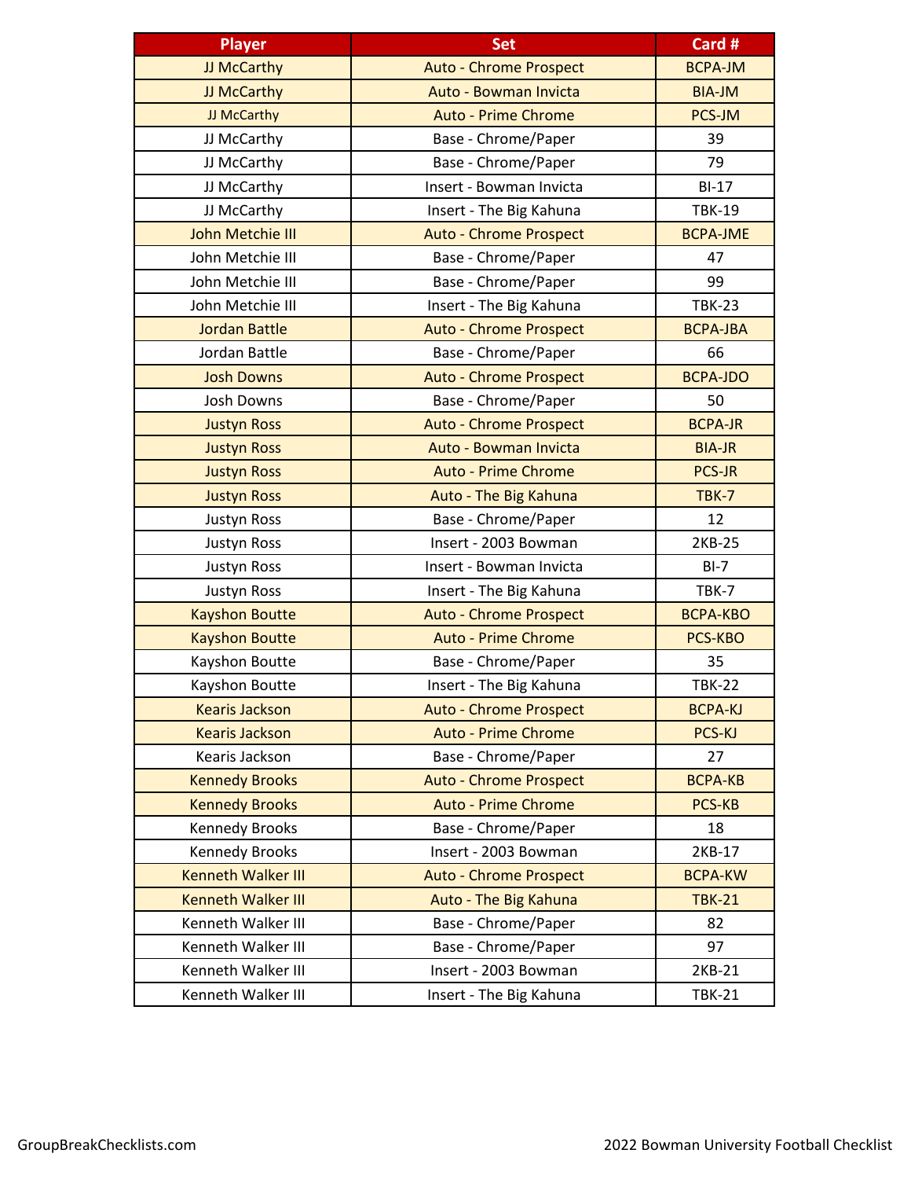| Player | Set | Card # |
|---|---|---|
| JJ McCarthy | Auto - Chrome Prospect | BCPA-JM |
| JJ McCarthy | Auto - Bowman Invicta | BIA-JM |
| JJ McCarthy | Auto - Prime Chrome | PCS-JM |
| JJ McCarthy | Base - Chrome/Paper | 39 |
| JJ McCarthy | Base - Chrome/Paper | 79 |
| JJ McCarthy | Insert - Bowman Invicta | BI-17 |
| JJ McCarthy | Insert - The Big Kahuna | TBK-19 |
| John Metchie III | Auto - Chrome Prospect | BCPA-JME |
| John Metchie III | Base - Chrome/Paper | 47 |
| John Metchie III | Base - Chrome/Paper | 99 |
| John Metchie III | Insert - The Big Kahuna | TBK-23 |
| Jordan Battle | Auto - Chrome Prospect | BCPA-JBA |
| Jordan Battle | Base - Chrome/Paper | 66 |
| Josh Downs | Auto - Chrome Prospect | BCPA-JDO |
| Josh Downs | Base - Chrome/Paper | 50 |
| Justyn Ross | Auto - Chrome Prospect | BCPA-JR |
| Justyn Ross | Auto - Bowman Invicta | BIA-JR |
| Justyn Ross | Auto - Prime Chrome | PCS-JR |
| Justyn Ross | Auto - The Big Kahuna | TBK-7 |
| Justyn Ross | Base - Chrome/Paper | 12 |
| Justyn Ross | Insert - 2003 Bowman | 2KB-25 |
| Justyn Ross | Insert - Bowman Invicta | BI-7 |
| Justyn Ross | Insert - The Big Kahuna | TBK-7 |
| Kayshon Boutte | Auto - Chrome Prospect | BCPA-KBO |
| Kayshon Boutte | Auto - Prime Chrome | PCS-KBO |
| Kayshon Boutte | Base - Chrome/Paper | 35 |
| Kayshon Boutte | Insert - The Big Kahuna | TBK-22 |
| Kearis Jackson | Auto - Chrome Prospect | BCPA-KJ |
| Kearis Jackson | Auto - Prime Chrome | PCS-KJ |
| Kearis Jackson | Base - Chrome/Paper | 27 |
| Kennedy Brooks | Auto - Chrome Prospect | BCPA-KB |
| Kennedy Brooks | Auto - Prime Chrome | PCS-KB |
| Kennedy Brooks | Base - Chrome/Paper | 18 |
| Kennedy Brooks | Insert - 2003 Bowman | 2KB-17 |
| Kenneth Walker III | Auto - Chrome Prospect | BCPA-KW |
| Kenneth Walker III | Auto - The Big Kahuna | TBK-21 |
| Kenneth Walker III | Base - Chrome/Paper | 82 |
| Kenneth Walker III | Base - Chrome/Paper | 97 |
| Kenneth Walker III | Insert - 2003 Bowman | 2KB-21 |
| Kenneth Walker III | Insert - The Big Kahuna | TBK-21 |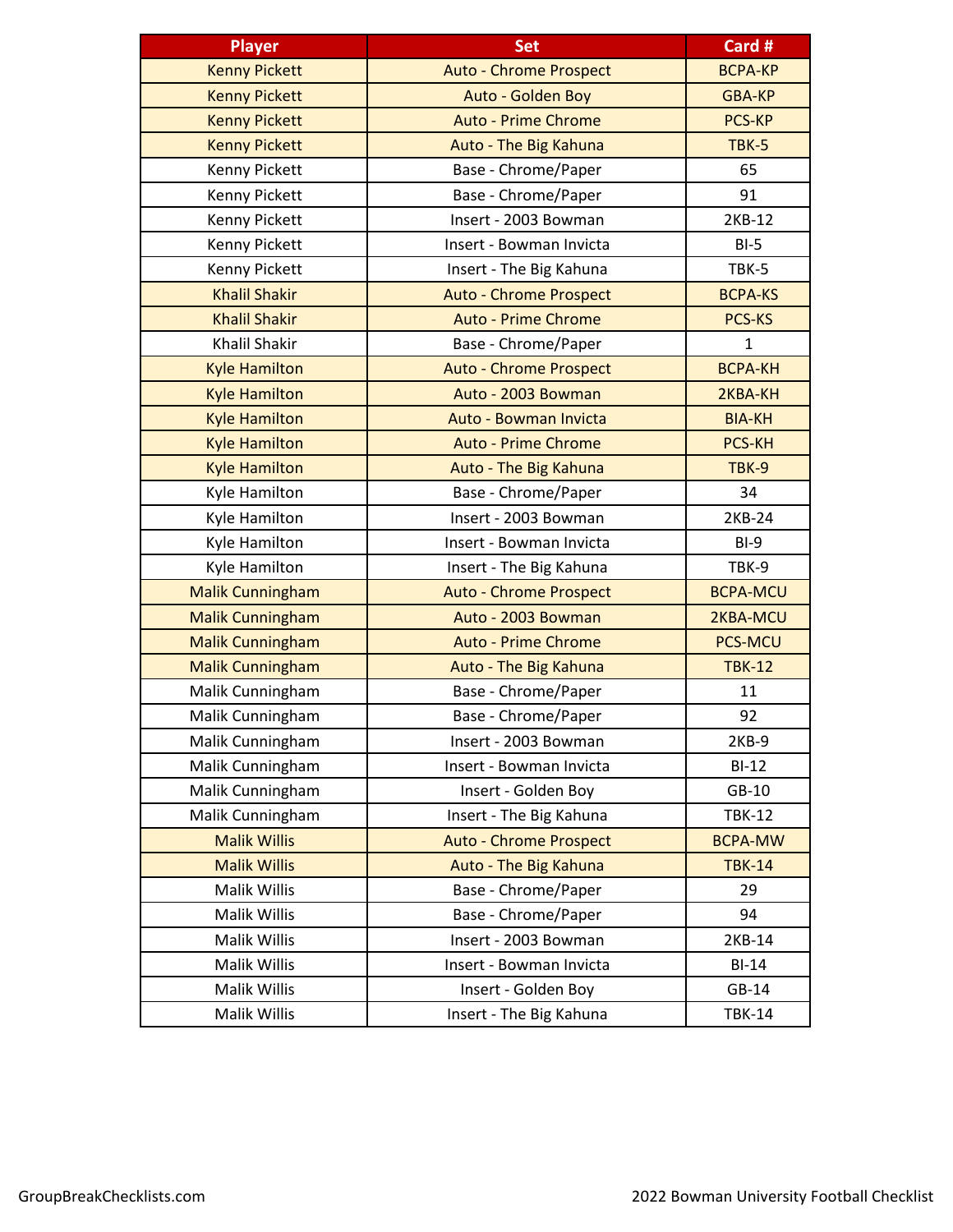| Player | Set | Card # |
|---|---|---|
| Kenny Pickett | Auto - Chrome Prospect | BCPA-KP |
| Kenny Pickett | Auto - Golden Boy | GBA-KP |
| Kenny Pickett | Auto - Prime Chrome | PCS-KP |
| Kenny Pickett | Auto - The Big Kahuna | TBK-5 |
| Kenny Pickett | Base - Chrome/Paper | 65 |
| Kenny Pickett | Base - Chrome/Paper | 91 |
| Kenny Pickett | Insert - 2003 Bowman | 2KB-12 |
| Kenny Pickett | Insert - Bowman Invicta | BI-5 |
| Kenny Pickett | Insert - The Big Kahuna | TBK-5 |
| Khalil Shakir | Auto - Chrome Prospect | BCPA-KS |
| Khalil Shakir | Auto - Prime Chrome | PCS-KS |
| Khalil Shakir | Base - Chrome/Paper | 1 |
| Kyle Hamilton | Auto - Chrome Prospect | BCPA-KH |
| Kyle Hamilton | Auto - 2003 Bowman | 2KBA-KH |
| Kyle Hamilton | Auto - Bowman Invicta | BIA-KH |
| Kyle Hamilton | Auto - Prime Chrome | PCS-KH |
| Kyle Hamilton | Auto - The Big Kahuna | TBK-9 |
| Kyle Hamilton | Base - Chrome/Paper | 34 |
| Kyle Hamilton | Insert - 2003 Bowman | 2KB-24 |
| Kyle Hamilton | Insert - Bowman Invicta | BI-9 |
| Kyle Hamilton | Insert - The Big Kahuna | TBK-9 |
| Malik Cunningham | Auto - Chrome Prospect | BCPA-MCU |
| Malik Cunningham | Auto - 2003 Bowman | 2KBA-MCU |
| Malik Cunningham | Auto - Prime Chrome | PCS-MCU |
| Malik Cunningham | Auto - The Big Kahuna | TBK-12 |
| Malik Cunningham | Base - Chrome/Paper | 11 |
| Malik Cunningham | Base - Chrome/Paper | 92 |
| Malik Cunningham | Insert - 2003 Bowman | 2KB-9 |
| Malik Cunningham | Insert - Bowman Invicta | BI-12 |
| Malik Cunningham | Insert - Golden Boy | GB-10 |
| Malik Cunningham | Insert - The Big Kahuna | TBK-12 |
| Malik Willis | Auto - Chrome Prospect | BCPA-MW |
| Malik Willis | Auto - The Big Kahuna | TBK-14 |
| Malik Willis | Base - Chrome/Paper | 29 |
| Malik Willis | Base - Chrome/Paper | 94 |
| Malik Willis | Insert - 2003 Bowman | 2KB-14 |
| Malik Willis | Insert - Bowman Invicta | BI-14 |
| Malik Willis | Insert - Golden Boy | GB-14 |
| Malik Willis | Insert - The Big Kahuna | TBK-14 |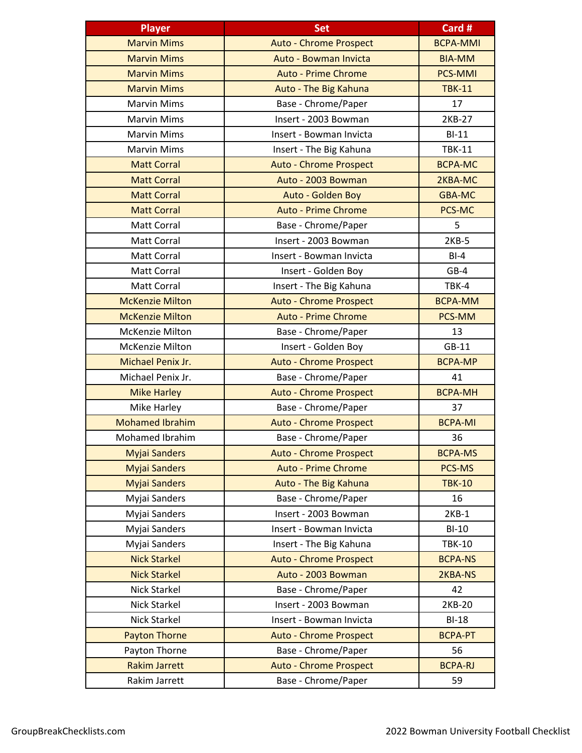| Player | Set | Card # |
| --- | --- | --- |
| Marvin Mims | Auto - Chrome Prospect | BCPA-MMI |
| Marvin Mims | Auto - Bowman Invicta | BIA-MM |
| Marvin Mims | Auto - Prime Chrome | PCS-MMI |
| Marvin Mims | Auto - The Big Kahuna | TBK-11 |
| Marvin Mims | Base - Chrome/Paper | 17 |
| Marvin Mims | Insert - 2003 Bowman | 2KB-27 |
| Marvin Mims | Insert - Bowman Invicta | BI-11 |
| Marvin Mims | Insert - The Big Kahuna | TBK-11 |
| Matt Corral | Auto - Chrome Prospect | BCPA-MC |
| Matt Corral | Auto - 2003 Bowman | 2KBA-MC |
| Matt Corral | Auto - Golden Boy | GBA-MC |
| Matt Corral | Auto - Prime Chrome | PCS-MC |
| Matt Corral | Base - Chrome/Paper | 5 |
| Matt Corral | Insert - 2003 Bowman | 2KB-5 |
| Matt Corral | Insert - Bowman Invicta | BI-4 |
| Matt Corral | Insert - Golden Boy | GB-4 |
| Matt Corral | Insert - The Big Kahuna | TBK-4 |
| McKenzie Milton | Auto - Chrome Prospect | BCPA-MM |
| McKenzie Milton | Auto - Prime Chrome | PCS-MM |
| McKenzie Milton | Base - Chrome/Paper | 13 |
| McKenzie Milton | Insert - Golden Boy | GB-11 |
| Michael Penix Jr. | Auto - Chrome Prospect | BCPA-MP |
| Michael Penix Jr. | Base - Chrome/Paper | 41 |
| Mike Harley | Auto - Chrome Prospect | BCPA-MH |
| Mike Harley | Base - Chrome/Paper | 37 |
| Mohamed Ibrahim | Auto - Chrome Prospect | BCPA-MI |
| Mohamed Ibrahim | Base - Chrome/Paper | 36 |
| Myjai Sanders | Auto - Chrome Prospect | BCPA-MS |
| Myjai Sanders | Auto - Prime Chrome | PCS-MS |
| Myjai Sanders | Auto - The Big Kahuna | TBK-10 |
| Myjai Sanders | Base - Chrome/Paper | 16 |
| Myjai Sanders | Insert - 2003 Bowman | 2KB-1 |
| Myjai Sanders | Insert - Bowman Invicta | BI-10 |
| Myjai Sanders | Insert - The Big Kahuna | TBK-10 |
| Nick Starkel | Auto - Chrome Prospect | BCPA-NS |
| Nick Starkel | Auto - 2003 Bowman | 2KBA-NS |
| Nick Starkel | Base - Chrome/Paper | 42 |
| Nick Starkel | Insert - 2003 Bowman | 2KB-20 |
| Nick Starkel | Insert - Bowman Invicta | BI-18 |
| Payton Thorne | Auto - Chrome Prospect | BCPA-PT |
| Payton Thorne | Base - Chrome/Paper | 56 |
| Rakim Jarrett | Auto - Chrome Prospect | BCPA-RJ |
| Rakim Jarrett | Base - Chrome/Paper | 59 |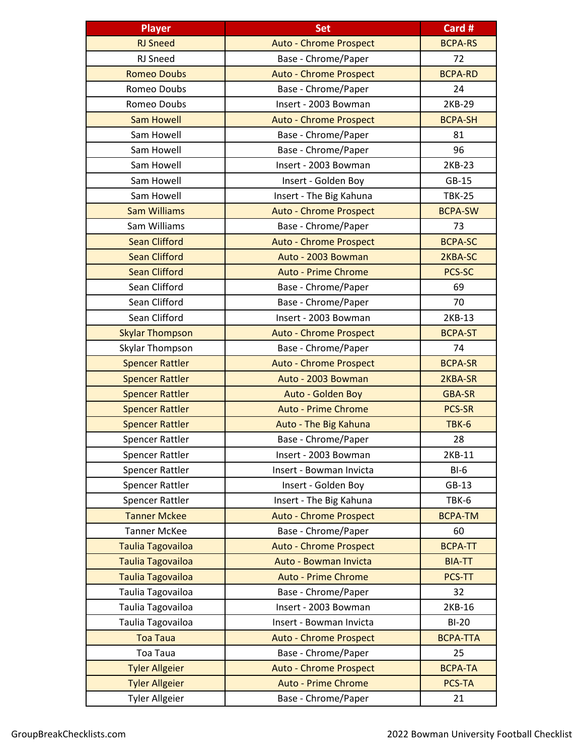| Player | Set | Card # |
|---|---|---|
| RJ Sneed | Auto - Chrome Prospect | BCPA-RS |
| RJ Sneed | Base - Chrome/Paper | 72 |
| Romeo Doubs | Auto - Chrome Prospect | BCPA-RD |
| Romeo Doubs | Base - Chrome/Paper | 24 |
| Romeo Doubs | Insert - 2003 Bowman | 2KB-29 |
| Sam Howell | Auto - Chrome Prospect | BCPA-SH |
| Sam Howell | Base - Chrome/Paper | 81 |
| Sam Howell | Base - Chrome/Paper | 96 |
| Sam Howell | Insert - 2003 Bowman | 2KB-23 |
| Sam Howell | Insert - Golden Boy | GB-15 |
| Sam Howell | Insert - The Big Kahuna | TBK-25 |
| Sam Williams | Auto - Chrome Prospect | BCPA-SW |
| Sam Williams | Base - Chrome/Paper | 73 |
| Sean Clifford | Auto - Chrome Prospect | BCPA-SC |
| Sean Clifford | Auto - 2003 Bowman | 2KBA-SC |
| Sean Clifford | Auto - Prime Chrome | PCS-SC |
| Sean Clifford | Base - Chrome/Paper | 69 |
| Sean Clifford | Base - Chrome/Paper | 70 |
| Sean Clifford | Insert - 2003 Bowman | 2KB-13 |
| Skylar Thompson | Auto - Chrome Prospect | BCPA-ST |
| Skylar Thompson | Base - Chrome/Paper | 74 |
| Spencer Rattler | Auto - Chrome Prospect | BCPA-SR |
| Spencer Rattler | Auto - 2003 Bowman | 2KBA-SR |
| Spencer Rattler | Auto - Golden Boy | GBA-SR |
| Spencer Rattler | Auto - Prime Chrome | PCS-SR |
| Spencer Rattler | Auto - The Big Kahuna | TBK-6 |
| Spencer Rattler | Base - Chrome/Paper | 28 |
| Spencer Rattler | Insert - 2003 Bowman | 2KB-11 |
| Spencer Rattler | Insert - Bowman Invicta | BI-6 |
| Spencer Rattler | Insert - Golden Boy | GB-13 |
| Spencer Rattler | Insert - The Big Kahuna | TBK-6 |
| Tanner Mckee | Auto - Chrome Prospect | BCPA-TM |
| Tanner McKee | Base - Chrome/Paper | 60 |
| Taulia Tagovailoa | Auto - Chrome Prospect | BCPA-TT |
| Taulia Tagovailoa | Auto - Bowman Invicta | BIA-TT |
| Taulia Tagovailoa | Auto - Prime Chrome | PCS-TT |
| Taulia Tagovailoa | Base - Chrome/Paper | 32 |
| Taulia Tagovailoa | Insert - 2003 Bowman | 2KB-16 |
| Taulia Tagovailoa | Insert - Bowman Invicta | BI-20 |
| Toa Taua | Auto - Chrome Prospect | BCPA-TTA |
| Toa Taua | Base - Chrome/Paper | 25 |
| Tyler Allgeier | Auto - Chrome Prospect | BCPA-TA |
| Tyler Allgeier | Auto - Prime Chrome | PCS-TA |
| Tyler Allgeier | Base - Chrome/Paper | 21 |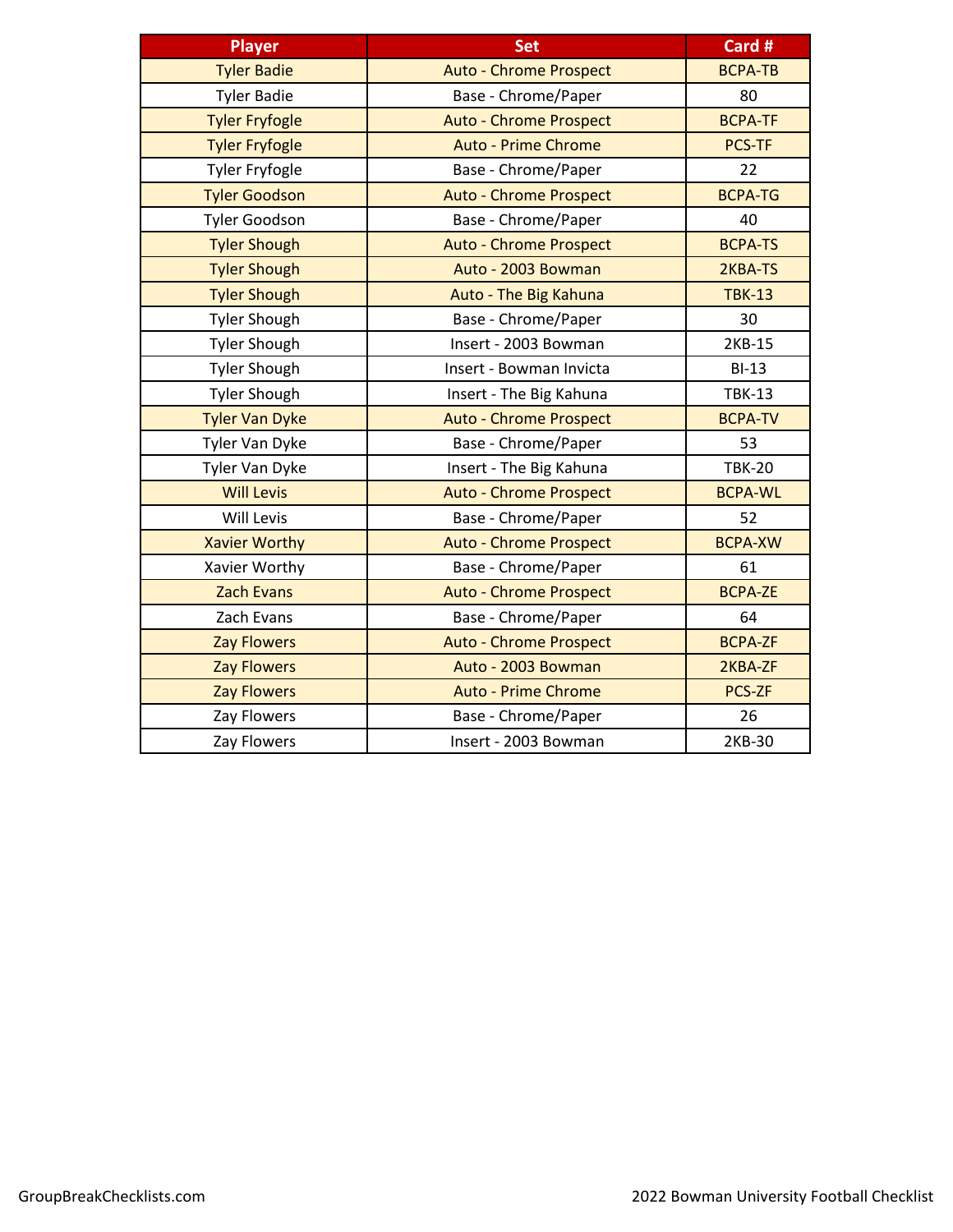| Player | Set | Card # |
|---|---|---|
| Tyler Badie | Auto - Chrome Prospect | BCPA-TB |
| Tyler Badie | Base - Chrome/Paper | 80 |
| Tyler Fryfogle | Auto - Chrome Prospect | BCPA-TF |
| Tyler Fryfogle | Auto - Prime Chrome | PCS-TF |
| Tyler Fryfogle | Base - Chrome/Paper | 22 |
| Tyler Goodson | Auto - Chrome Prospect | BCPA-TG |
| Tyler Goodson | Base - Chrome/Paper | 40 |
| Tyler Shough | Auto - Chrome Prospect | BCPA-TS |
| Tyler Shough | Auto - 2003 Bowman | 2KBA-TS |
| Tyler Shough | Auto - The Big Kahuna | TBK-13 |
| Tyler Shough | Base - Chrome/Paper | 30 |
| Tyler Shough | Insert - 2003 Bowman | 2KB-15 |
| Tyler Shough | Insert - Bowman Invicta | BI-13 |
| Tyler Shough | Insert - The Big Kahuna | TBK-13 |
| Tyler Van Dyke | Auto - Chrome Prospect | BCPA-TV |
| Tyler Van Dyke | Base - Chrome/Paper | 53 |
| Tyler Van Dyke | Insert - The Big Kahuna | TBK-20 |
| Will Levis | Auto - Chrome Prospect | BCPA-WL |
| Will Levis | Base - Chrome/Paper | 52 |
| Xavier Worthy | Auto - Chrome Prospect | BCPA-XW |
| Xavier Worthy | Base - Chrome/Paper | 61 |
| Zach Evans | Auto - Chrome Prospect | BCPA-ZE |
| Zach Evans | Base - Chrome/Paper | 64 |
| Zay Flowers | Auto - Chrome Prospect | BCPA-ZF |
| Zay Flowers | Auto - 2003 Bowman | 2KBA-ZF |
| Zay Flowers | Auto - Prime Chrome | PCS-ZF |
| Zay Flowers | Base - Chrome/Paper | 26 |
| Zay Flowers | Insert - 2003 Bowman | 2KB-30 |